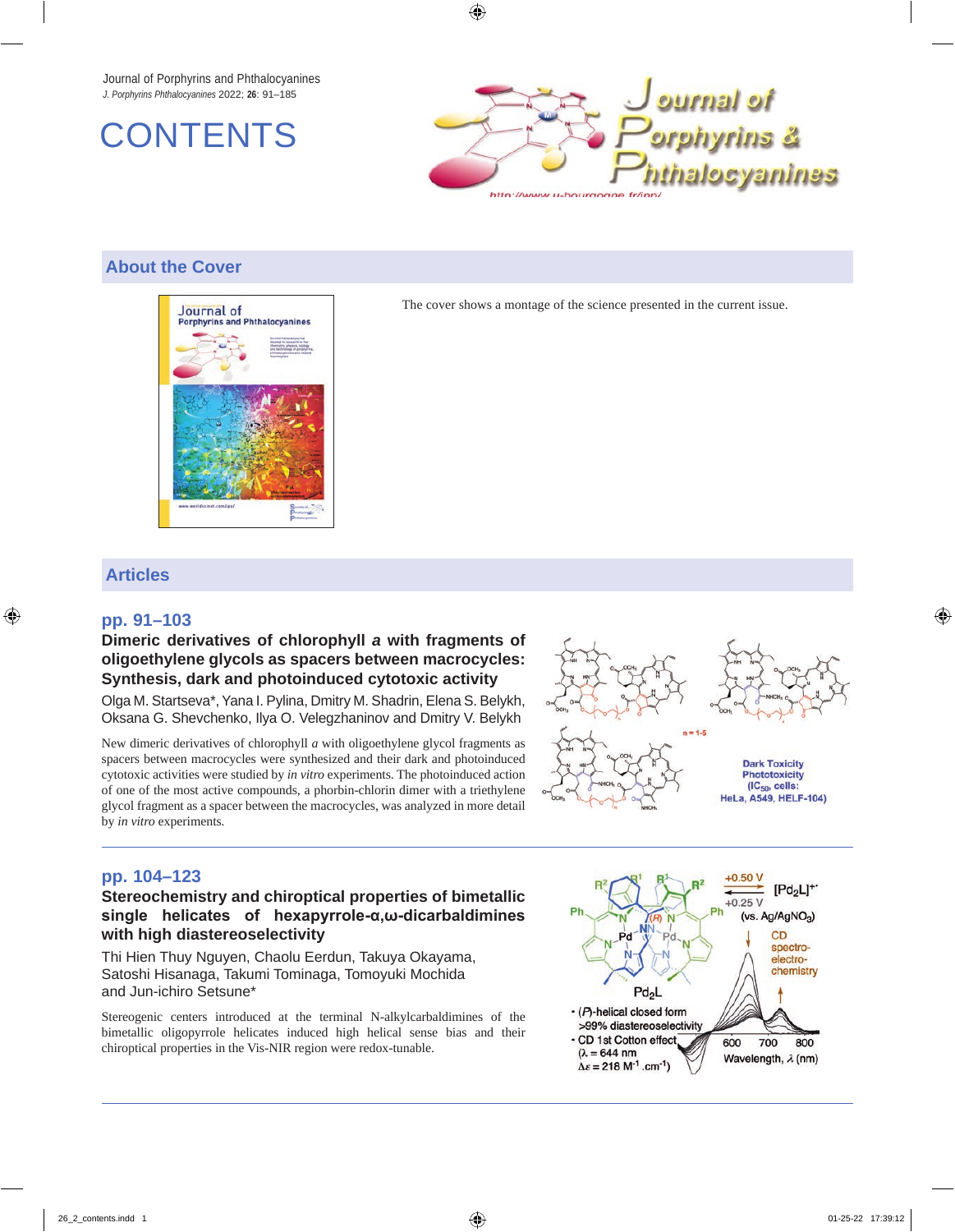Journal of Porphyrins and Phthalocyanines
*J. Porphyrins Phthalocyanines* 2022; **26**: 91–185

# CONTENTS

## About the Cover

The cover shows a montage of the science presented in the current issue.

## Articles

### pp. 91–103

**Dimeric derivatives of chlorophyll *a* with fragments of oligoethylene glycols as spacers between macrocycles: Synthesis, dark and photoinduced cytotoxic activity**

Olga M. Startseva*, Yana I. Pylina, Dmitry M. Shadrin, Elena S. Belykh, Oksana G. Shevchenko, Ilya O. Velegzhaninov and Dmitry V. Belykh

New dimeric derivatives of chlorophyll *a* with oligoethylene glycol fragments as spacers between macrocycles were synthesized and their dark and photoinduced cytotoxic activities were studied by *in vitro* experiments. The photoinduced action of one of the most active compounds, a phorbin-chlorin dimer with a triethylene glycol fragment as a spacer between the macrocycles, was analyzed in more detail by *in vitro* experiments.

### pp. 104–123

**Stereochemistry and chiroptical properties of bimetallic single helicates of hexapyrrole-α,ω-dicarbaldimines with high diastereoselectivity**

Thi Hien Thuy Nguyen, Chaolu Eerdun, Takuya Okayama, Satoshi Hisanaga, Takumi Tominaga, Tomoyuki Mochida and Jun-ichiro Setsune*

Stereogenic centers introduced at the terminal N-alkylcarbaldimines of the bimetallic oligopyrrole helicates induced high helical sense bias and their chiroptical properties in the Vis-NIR region were redox-tunable.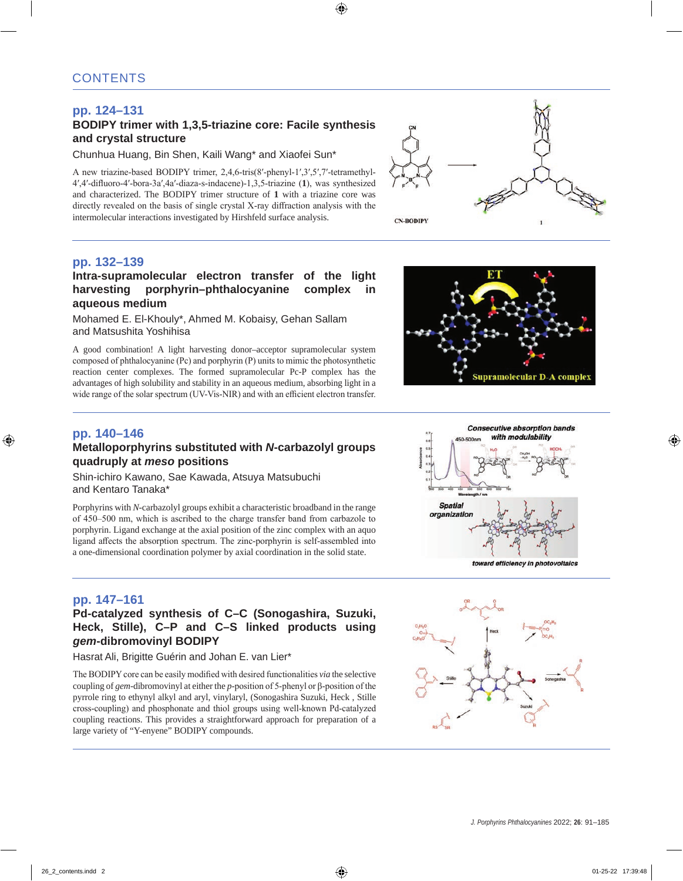# CONTENTS

## pp. 124–131

### BODIPY trimer with 1,3,5-triazine core: Facile synthesis and crystal structure

Chunhua Huang, Bin Shen, Kaili Wang* and Xiaofei Sun*

A new triazine-based BODIPY trimer, 2,4,6-tris(8′-phenyl-1′,3′,5′,7′-tetramethyl-4′,4′-difluoro-4′-bora-3a′,4a′-diaza-s-indacene)-1,3,5-triazine (**1**), was synthesized and characterized. The BODIPY trimer structure of **1** with a triazine core was directly revealed on the basis of single crystal X-ray diffraction analysis with the intermolecular interactions investigated by Hirshfeld surface analysis.

## pp. 132–139

### Intra-supramolecular electron transfer of the light harvesting porphyrin–phthalocyanine complex in aqueous medium

Mohamed E. El-Khouly*, Ahmed M. Kobaisy, Gehan Sallam and Matsushita Yoshihisa

A good combination! A light harvesting donor–acceptor supramolecular system composed of phthalocyanine (Pc) and porphyrin (P) units to mimic the photosynthetic reaction center complexes. The formed supramolecular Pc-P complex has the advantages of high solubility and stability in an aqueous medium, absorbing light in a wide range of the solar spectrum (UV-Vis-NIR) and with an efficient electron transfer.

## pp. 140–146

### Metalloporphyrins substituted with *N*-carbazolyl groups quadruply at *meso* positions

Shin-ichiro Kawano, Sae Kawada, Atsuya Matsubuchi and Kentaro Tanaka*

Porphyrins with *N*-carbazolyl groups exhibit a characteristic broadband in the range of 450–500 nm, which is ascribed to the charge transfer band from carbazole to porphyrin. Ligand exchange at the axial position of the zinc complex with an aquo ligand affects the absorption spectrum. The zinc-porphyrin is self-assembled into a one-dimensional coordination polymer by axial coordination in the solid state.

## pp. 147–161

### Pd-catalyzed synthesis of C–C (Sonogashira, Suzuki, Heck, Stille), C–P and C–S linked products using *gem*-dibromovinyl BODIPY

Hasrat Ali, Brigitte Guérin and Johan E. van Lier*

The BODIPY core can be easily modified with desired functionalities *via* the selective coupling of *gem*-dibromovinyl at either the *p*-position of 5-phenyl or β-position of the pyrrole ring to ethynyl alkyl and aryl, vinylaryl, (Sonogashira Suzuki, Heck , Stille cross-coupling) and phosphonate and thiol groups using well-known Pd-catalyzed coupling reactions. This provides a straightforward approach for preparation of a large variety of "Y-enyne" BODIPY compounds.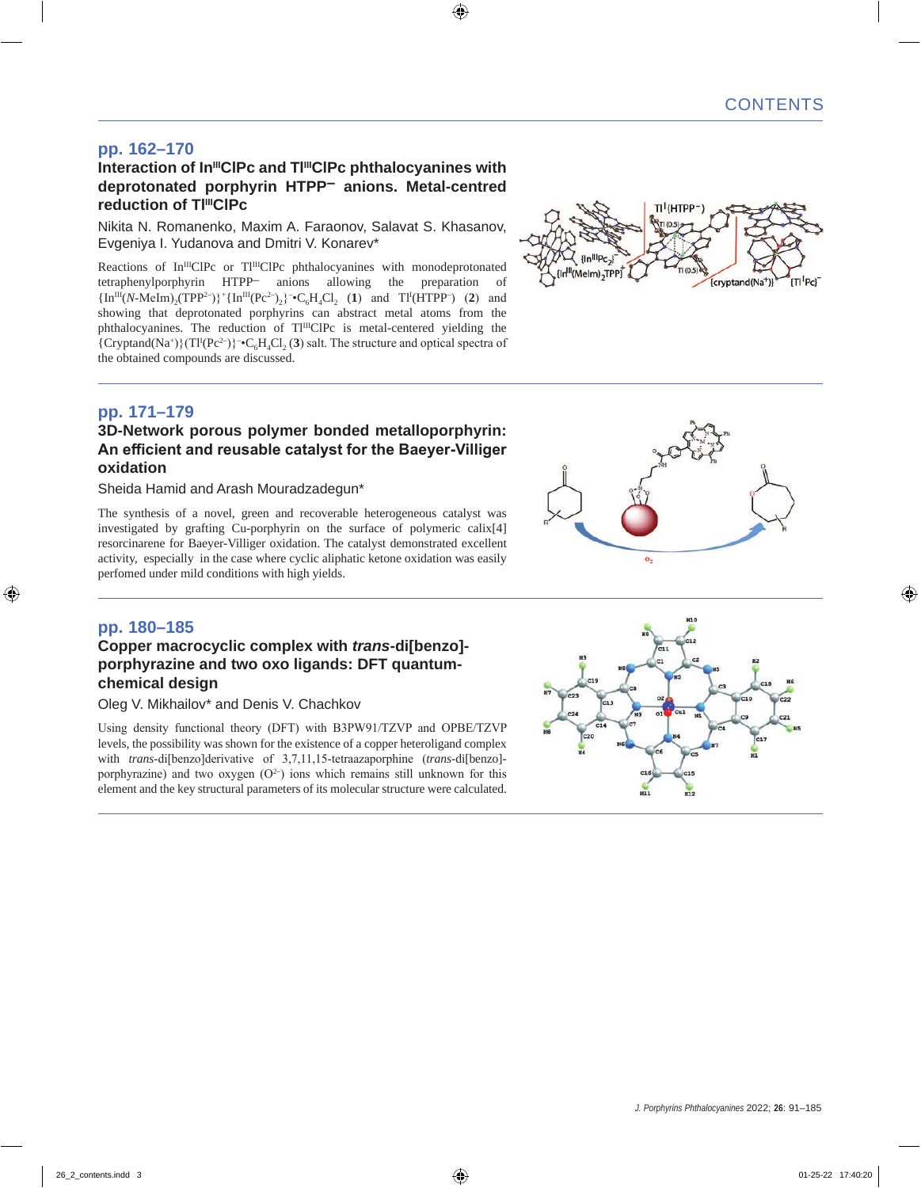# CONTENTS

## pp. 162–170

### Interaction of $In^{III}ClPc$ and $Tl^{III}ClPc$ phthalocyanines with deprotonated porphyrin HTPP$^{-}$ anions. Metal-centred reduction of $Tl^{III}ClPc$

Nikita N. Romanenko, Maxim A. Faraonov, Salavat S. Khasanov, Evgeniya I. Yudanova and Dmitri V. Konarev*

Reactions of $In^{III}ClPc$ or $Tl^{III}ClPc$ phthalocyanines with monodeprotonated tetraphenylporphyrin HTPP$^{-}$ anions allowing the preparation of $\{In^{III}(N\text{-}MeIm)_2(TPP^{2-})\}^{+}\{In^{III}(Pc^{2-})_2\}^{-}\bullet C_6H_4Cl_2$ (**1**) and $Tl^{I}(HTPP^{-})$ (**2**) and showing that deprotonated porphyrins can abstract metal atoms from the phthalocyanines. The reduction of $Tl^{III}ClPc$ is metal-centered yielding the $\{Cryptand(Na^{+})\}(Tl^{I}(Pc^{2-}))^{-}\bullet C_6H_4Cl_2$ (**3**) salt. The structure and optical spectra of the obtained compounds are discussed.

$\{In^{III}Pc_2\}^{-}$
$\{In^{III}(MeIm)_2TPP\}^{+}$
$Tl^{I}(HTPP^{-})$
Tl (0.5)
Tl (0.5)
$\{cryptand(Na^{+})\}$
$\{Tl^{I}Pc\}^{-}$

---

## pp. 171–179

### 3D-Network porous polymer bonded metalloporphyrin: An efficient and reusable catalyst for the Baeyer-Villiger oxidation

Sheida Hamid and Arash Mouradzadegun*

The synthesis of a novel, green and recoverable heterogeneous catalyst was investigated by grafting Cu-porphyrin on the surface of polymeric calix[4] resorcinarene for Baeyer-Villiger oxidation. The catalyst demonstrated excellent activity, especially in the case where cyclic aliphatic ketone oxidation was easily perfomed under mild conditions with high yields.

$O_2$

---

## pp. 180–185

### Copper macrocyclic complex with *trans*-di[benzo]-porphyrazine and two oxo ligands: DFT quantum-chemical design

Oleg V. Mikhailov* and Denis V. Chachkov

Using density functional theory (DFT) with B3PW91/TZVP and OPBE/TZVP levels, the possibility was shown for the existence of a copper heteroligand complex with *trans*-di[benzo]derivative of 3,7,11,15-tetraazaporphine (*trans*-di[benzo]-porphyrazine) and two oxygen ($O^{2-}$) ions which remains still unknown for this element and the key structural parameters of its molecular structure were calculated.